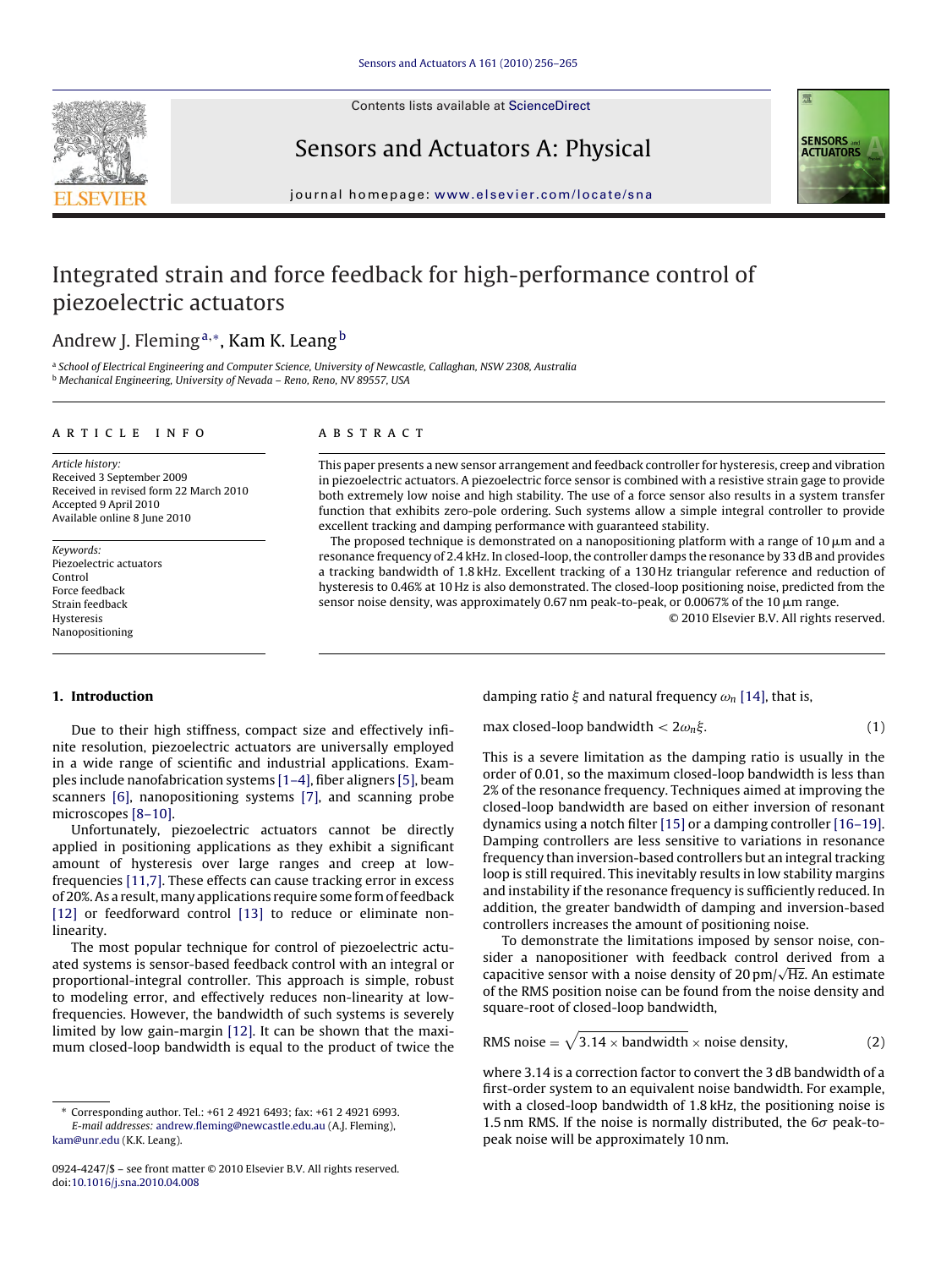# Integrated strain and force feedback for high-performance control of piezoelectric actuators

Andrew J. Fleming [a,*], Kam K. Leang [b]

[a] School of Electrical Engineering and Computer Science, University of Newcastle, Callaghan, NSW 2308, Australia
[b] Mechanical Engineering, University of Nevada – Reno, Reno, NV 89557, USA

**ARTICLE INFO**

*Article history:*
Received 3 September 2009
Received in revised form 22 March 2010
Accepted 9 April 2010
Available online 8 June 2010

*Keywords:*
Piezoelectric actuators
Control
Force feedback
Strain feedback
Hysteresis
Nanopositioning

**ABSTRACT**

This paper presents a new sensor arrangement and feedback controller for hysteresis, creep and vibration in piezoelectric actuators. A piezoelectric force sensor is combined with a resistive strain gage to provide both extremely low noise and high stability. The use of a force sensor also results in a system transfer function that exhibits zero-pole ordering. Such systems allow a simple integral controller to provide excellent tracking and damping performance with guaranteed stability.

The proposed technique is demonstrated on a nanopositioning platform with a range of 10 μm and a resonance frequency of 2.4 kHz. In closed-loop, the controller damps the resonance by 33 dB and provides a tracking bandwidth of 1.8 kHz. Excellent tracking of a 130 Hz triangular reference and reduction of hysteresis to 0.46% at 10 Hz is also demonstrated. The closed-loop positioning noise, predicted from the sensor noise density, was approximately 0.67 nm peak-to-peak, or 0.0067% of the 10 μm range.

© 2010 Elsevier B.V. All rights reserved.

## 1. Introduction

Due to their high stiffness, compact size and effectively infinite resolution, piezoelectric actuators are universally employed in a wide range of scientific and industrial applications. Examples include nanofabrication systems [1–4], fiber aligners [5], beam scanners [6], nanopositioning systems [7], and scanning probe microscopes [8–10].

Unfortunately, piezoelectric actuators cannot be directly applied in positioning applications as they exhibit a significant amount of hysteresis over large ranges and creep at low-frequencies [11,7]. These effects can cause tracking error in excess of 20%. As a result, many applications require some form of feedback [12] or feedforward control [13] to reduce or eliminate non-linearity.

The most popular technique for control of piezoelectric actuated systems is sensor-based feedback control with an integral or proportional-integral controller. This approach is simple, robust to modeling error, and effectively reduces non-linearity at low-frequencies. However, the bandwidth of such systems is severely limited by low gain-margin [12]. It can be shown that the maximum closed-loop bandwidth is equal to the product of twice the damping ratio $\xi$ and natural frequency $\omega_n$ [14], that is,

$$\text{max closed-loop bandwidth} < 2\omega_n\xi. \tag{1}$$

This is a severe limitation as the damping ratio is usually in the order of 0.01, so the maximum closed-loop bandwidth is less than 2% of the resonance frequency. Techniques aimed at improving the closed-loop bandwidth are based on either inversion of resonant dynamics using a notch filter [15] or a damping controller [16–19]. Damping controllers are less sensitive to variations in resonance frequency than inversion-based controllers but an integral tracking loop is still required. This inevitably results in low stability margins and instability if the resonance frequency is sufficiently reduced. In addition, the greater bandwidth of damping and inversion-based controllers increases the amount of positioning noise.

To demonstrate the limitations imposed by sensor noise, consider a nanopositioner with feedback control derived from a capacitive sensor with a noise density of 20 pm/$\sqrt{\text{Hz}}$. An estimate of the RMS position noise can be found from the noise density and square-root of closed-loop bandwidth,

$$\text{RMS noise} = \sqrt{3.14 \times \text{bandwidth}} \times \text{noise density}, \tag{2}$$

where 3.14 is a correction factor to convert the 3 dB bandwidth of a first-order system to an equivalent noise bandwidth. For example, with a closed-loop bandwidth of 1.8 kHz, the positioning noise is 1.5 nm RMS. If the noise is normally distributed, the $6\sigma$ peak-to-peak noise will be approximately 10 nm.

* Corresponding author. Tel.: +61 2 4921 6493; fax: +61 2 4921 6993.
*E-mail addresses:* andrew.fleming@newcastle.edu.au (A.J. Fleming), kam@unr.edu (K.K. Leang).

0924-4247/$ – see front matter © 2010 Elsevier B.V. All rights reserved.
doi:10.1016/j.sna.2010.04.008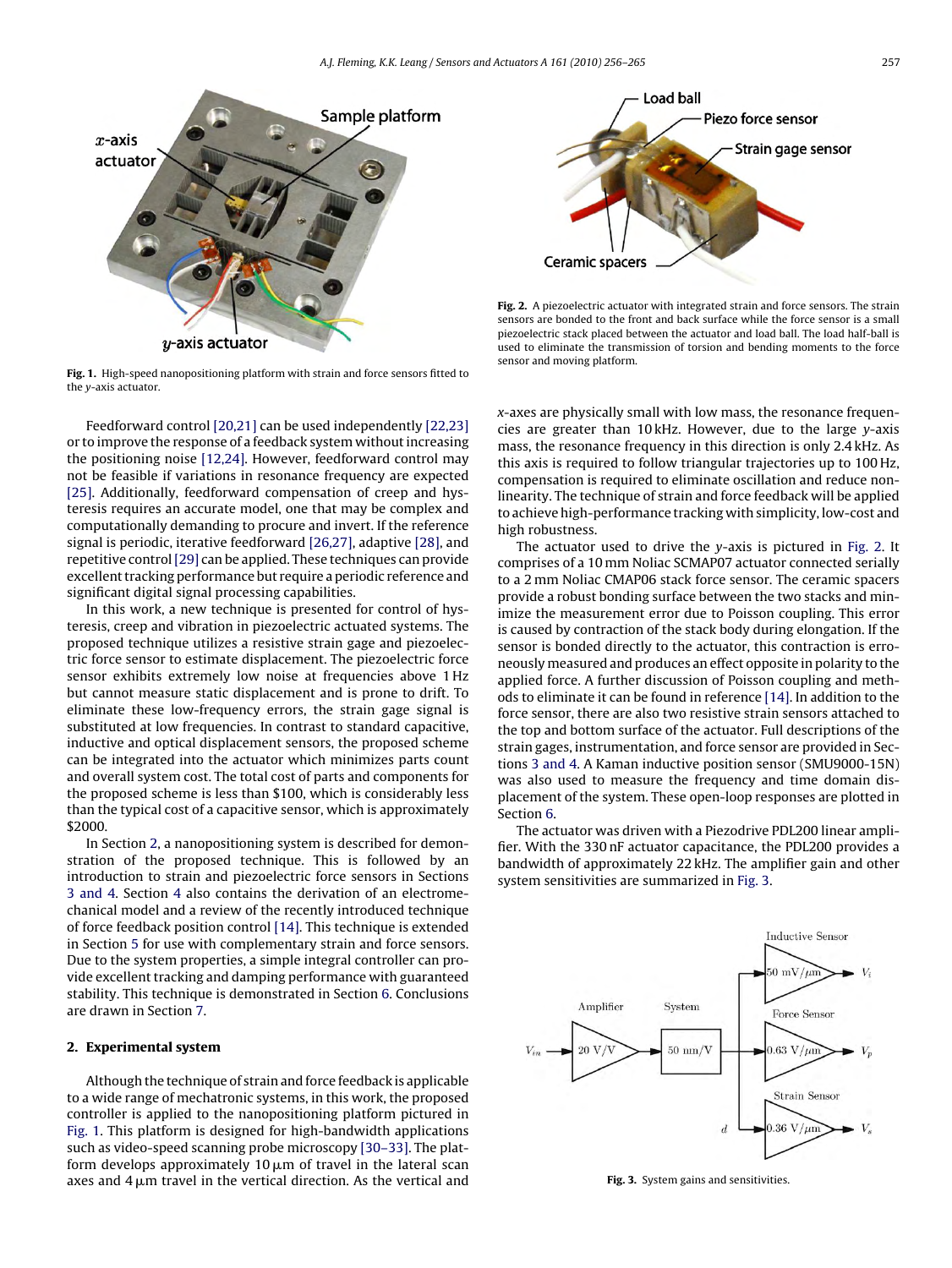Fig. 1. High-speed nanopositioning platform with strain and force sensors fitted to the $y$-axis actuator.

Fig. 2. A piezoelectric actuator with integrated strain and force sensors. The strain sensors are bonded to the front and back surface while the force sensor is a small piezoelectric stack placed between the actuator and load ball. The load half-ball is used to eliminate the transmission of torsion and bending moments to the force sensor and moving platform.

Feedforward control [20,21] can be used independently [22,23] or to improve the response of a feedback system without increasing the positioning noise [12,24]. However, feedforward control may not be feasible if variations in resonance frequency are expected [25]. Additionally, feedforward compensation of creep and hysteresis requires an accurate model, one that may be complex and computationally demanding to procure and invert. If the reference signal is periodic, iterative feedforward [26,27], adaptive [28], and repetitive control [29] can be applied. These techniques can provide excellent tracking performance but require a periodic reference and significant digital signal processing capabilities.

In this work, a new technique is presented for control of hysteresis, creep and vibration in piezoelectric actuated systems. The proposed technique utilizes a resistive strain gage and piezoelectric force sensor to estimate displacement. The piezoelectric force sensor exhibits extremely low noise at frequencies above 1 Hz but cannot measure static displacement and is prone to drift. To eliminate these low-frequency errors, the strain gage signal is substituted at low frequencies. In contrast to standard capacitive, inductive and optical displacement sensors, the proposed scheme can be integrated into the actuator which minimizes parts count and overall system cost. The total cost of parts and components for the proposed scheme is less than \$100, which is considerably less than the typical cost of a capacitive sensor, which is approximately \$2000.

In Section 2, a nanopositioning system is described for demonstration of the proposed technique. This is followed by an introduction to strain and piezoelectric force sensors in Sections 3 and 4. Section 4 also contains the derivation of an electromechanical model and a review of the recently introduced technique of force feedback position control [14]. This technique is extended in Section 5 for use with complementary strain and force sensors. Due to the system properties, a simple integral controller can provide excellent tracking and damping performance with guaranteed stability. This technique is demonstrated in Section 6. Conclusions are drawn in Section 7.

## 2. Experimental system

Although the technique of strain and force feedback is applicable to a wide range of mechatronic systems, in this work, the proposed controller is applied to the nanopositioning platform pictured in Fig. 1. This platform is designed for high-bandwidth applications such as video-speed scanning probe microscopy [30–33]. The platform develops approximately 10 μm of travel in the lateral scan axes and 4 μm travel in the vertical direction. As the vertical and $x$-axes are physically small with low mass, the resonance frequencies are greater than 10 kHz. However, due to the large $y$-axis mass, the resonance frequency in this direction is only 2.4 kHz. As this axis is required to follow triangular trajectories up to 100 Hz, compensation is required to eliminate oscillation and reduce nonlinearity. The technique of strain and force feedback will be applied to achieve high-performance tracking with simplicity, low-cost and high robustness.

The actuator used to drive the $y$-axis is pictured in Fig. 2. It comprises of a 10 mm Noliac SCMAP07 actuator connected serially to a 2 mm Noliac CMAP06 stack force sensor. The ceramic spacers provide a robust bonding surface between the two stacks and minimize the measurement error due to Poisson coupling. This error is caused by contraction of the stack body during elongation. If the sensor is bonded directly to the actuator, this contraction is erroneously measured and produces an effect opposite in polarity to the applied force. A further discussion of Poisson coupling and methods to eliminate it can be found in reference [14]. In addition to the force sensor, there are also two resistive strain sensors attached to the top and bottom surface of the actuator. Full descriptions of the strain gages, instrumentation, and force sensor are provided in Sections 3 and 4. A Kaman inductive position sensor (SMU9000-15N) was also used to measure the frequency and time domain displacement of the system. These open-loop responses are plotted in Section 6.

The actuator was driven with a Piezodrive PDL200 linear amplifier. With the 330 nF actuator capacitance, the PDL200 provides a bandwidth of approximately 22 kHz. The amplifier gain and other system sensitivities are summarized in Fig. 3.

Fig. 3. System gains and sensitivities.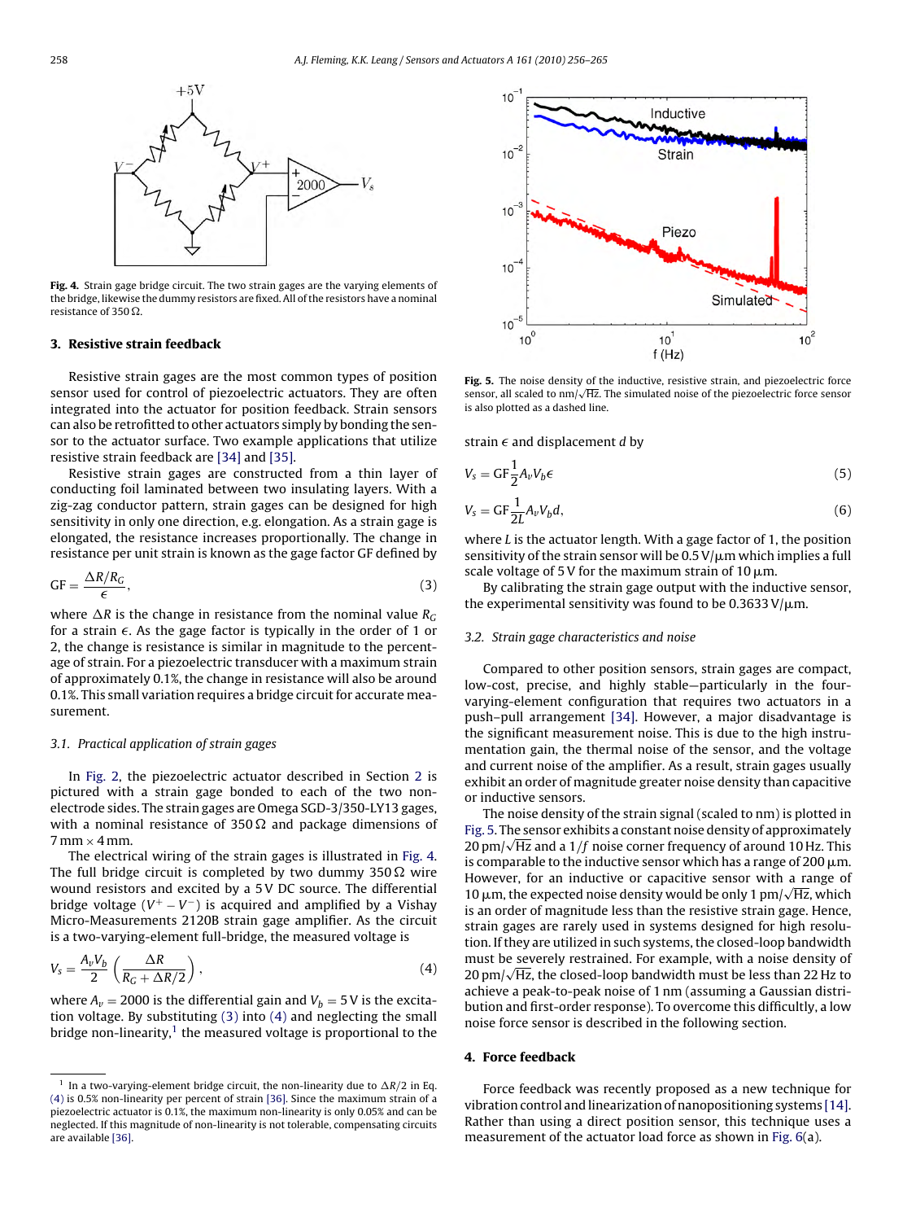Fig. 4. Strain gage bridge circuit. The two strain gages are the varying elements of the bridge, likewise the dummy resistors are fixed. All of the resistors have a nominal resistance of 350 Ω.

## 3. Resistive strain feedback

Resistive strain gages are the most common types of position sensor used for control of piezoelectric actuators. They are often integrated into the actuator for position feedback. Strain sensors can also be retrofitted to other actuators simply by bonding the sensor to the actuator surface. Two example applications that utilize resistive strain feedback are [34] and [35].

Resistive strain gages are constructed from a thin layer of conducting foil laminated between two insulating layers. With a zig-zag conductor pattern, strain gages can be designed for high sensitivity in only one direction, e.g. elongation. As a strain gage is elongated, the resistance increases proportionally. The change in resistance per unit strain is known as the gage factor GF defined by

$$\mathrm{GF} = \frac{\Delta R / R_G}{\epsilon}, \tag{3}$$

where $\Delta R$ is the change in resistance from the nominal value $R_G$ for a strain $\epsilon$. As the gage factor is typically in the order of 1 or 2, the change is resistance is similar in magnitude to the percentage of strain. For a piezoelectric transducer with a maximum strain of approximately 0.1%, the change in resistance will also be around 0.1%. This small variation requires a bridge circuit for accurate measurement.

### 3.1. Practical application of strain gages

In Fig. 2, the piezoelectric actuator described in Section 2 is pictured with a strain gage bonded to each of the two non-electrode sides. The strain gages are Omega SGD-3/350-LY13 gages, with a nominal resistance of 350 Ω and package dimensions of 7 mm × 4 mm.

The electrical wiring of the strain gages is illustrated in Fig. 4. The full bridge circuit is completed by two dummy 350 Ω wire wound resistors and excited by a 5 V DC source. The differential bridge voltage ($V^+ - V^-$) is acquired and amplified by a Vishay Micro-Measurements 2120B strain gage amplifier. As the circuit is a two-varying-element full-bridge, the measured voltage is

$$V_s = \frac{A_v V_b}{2}\left(\frac{\Delta R}{R_G + \Delta R/2}\right), \tag{4}$$

where $A_v = 2000$ is the differential gain and $V_b = 5$ V is the excitation voltage. By substituting (3) into (4) and neglecting the small bridge non-linearity,[1] the measured voltage is proportional to the strain $\epsilon$ and displacement $d$ by

$$V_s = \mathrm{GF}\frac{1}{2}A_v V_b \epsilon \tag{5}$$

$$V_s = \mathrm{GF}\frac{1}{2L}A_v V_b d, \tag{6}$$

where $L$ is the actuator length. With a gage factor of 1, the position sensitivity of the strain sensor will be 0.5 V/μm which implies a full scale voltage of 5 V for the maximum strain of 10 μm.

By calibrating the strain gage output with the inductive sensor, the experimental sensitivity was found to be 0.3633 V/μm.

[1] In a two-varying-element bridge circuit, the non-linearity due to $\Delta R/2$ in Eq. (4) is 0.5% non-linearity per percent of strain [36]. Since the maximum strain of a piezoelectric actuator is 0.1%, the maximum non-linearity is only 0.05% and can be neglected. If this magnitude of non-linearity is not tolerable, compensating circuits are available [36].

Fig. 5. The noise density of the inductive, resistive strain, and piezoelectric force sensor, all scaled to nm/$\sqrt{\mathrm{Hz}}$. The simulated noise of the piezoelectric force sensor is also plotted as a dashed line.

### 3.2. Strain gage characteristics and noise

Compared to other position sensors, strain gages are compact, low-cost, precise, and highly stable—particularly in the four-varying-element configuration that requires two actuators in a push–pull arrangement [34]. However, a major disadvantage is the significant measurement noise. This is due to the high instrumentation gain, the thermal noise of the sensor, and the voltage and current noise of the amplifier. As a result, strain gages usually exhibit an order of magnitude greater noise density than capacitive or inductive sensors.

The noise density of the strain signal (scaled to nm) is plotted in Fig. 5. The sensor exhibits a constant noise density of approximately 20 pm/$\sqrt{\mathrm{Hz}}$ and a $1/f$ noise corner frequency of around 10 Hz. This is comparable to the inductive sensor which has a range of 200 μm. However, for an inductive or capacitive sensor with a range of 10 μm, the expected noise density would be only 1 pm/$\sqrt{\mathrm{Hz}}$, which is an order of magnitude less than the resistive strain gage. Hence, strain gages are rarely used in systems designed for high resolution. If they are utilized in such systems, the closed-loop bandwidth must be severely restrained. For example, with a noise density of 20 pm/$\sqrt{\mathrm{Hz}}$, the closed-loop bandwidth must be less than 22 Hz to achieve a peak-to-peak noise of 1 nm (assuming a Gaussian distribution and first-order response). To overcome this difficulty, a low noise force sensor is described in the following section.

## 4. Force feedback

Force feedback was recently proposed as a new technique for vibration control and linearization of nanopositioning systems [14]. Rather than using a direct position sensor, this technique uses a measurement of the actuator load force as shown in Fig. 6(a).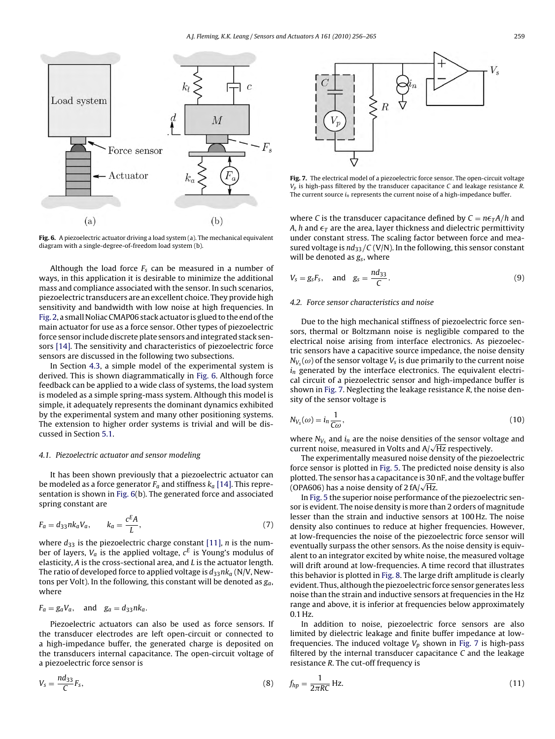Fig. 6. A piezoelectric actuator driving a load system (a). The mechanical equivalent diagram with a single-degree-of-freedom load system (b).

Although the load force $F_s$ can be measured in a number of ways, in this application it is desirable to minimize the additional mass and compliance associated with the sensor. In such scenarios, piezoelectric transducers are an excellent choice. They provide high sensitivity and bandwidth with low noise at high frequencies. In Fig. 2, a small Noliac CMAP06 stack actuator is glued to the end of the main actuator for use as a force sensor. Other types of piezoelectric force sensor include discrete plate sensors and integrated stack sensors [14]. The sensitivity and characteristics of piezoelectric force sensors are discussed in the following two subsections.

In Section 4.3, a simple model of the experimental system is derived. This is shown diagrammatically in Fig. 6. Although force feedback can be applied to a wide class of systems, the load system is modeled as a simple spring-mass system. Although this model is simple, it adequately represents the dominant dynamics exhibited by the experimental system and many other positioning systems. The extension to higher order systems is trivial and will be discussed in Section 5.1.

### 4.1. Piezoelectric actuator and sensor modeling

It has been shown previously that a piezoelectric actuator can be modeled as a force generator $F_a$ and stiffness $k_a$ [14]. This representation is shown in Fig. 6(b). The generated force and associated spring constant are

$$F_a = d_{33} n k_a V_a, \qquad k_a = \frac{c^E A}{L}, \tag{7}$$

where $d_{33}$ is the piezoelectric charge constant [11], $n$ is the number of layers, $V_a$ is the applied voltage, $c^E$ is Young's modulus of elasticity, $A$ is the cross-sectional area, and $L$ is the actuator length. The ratio of developed force to applied voltage is $d_{33}nk_a$ (N/V, Newtons per Volt). In the following, this constant will be denoted as $g_a$, where

$$F_a = g_a V_a, \quad \text{and} \quad g_a = d_{33} n k_a.$$

Piezoelectric actuators can also be used as force sensors. If the transducer electrodes are left open-circuit or connected to a high-impedance buffer, the generated charge is deposited on the transducers internal capacitance. The open-circuit voltage of a piezoelectric force sensor is

$$V_s = \frac{n d_{33}}{C} F_s, \tag{8}$$

Fig. 7. The electrical model of a piezoelectric force sensor. The open-circuit voltage $V_p$ is high-pass filtered by the transducer capacitance $C$ and leakage resistance $R$. The current source $i_n$ represents the current noise of a high-impedance buffer.

where $C$ is the transducer capacitance defined by $C = n\epsilon_T A/h$ and $A$, $h$ and $\epsilon_T$ are the area, layer thickness and dielectric permittivity under constant stress. The scaling factor between force and measured voltage is $nd_{33}/C$ (V/N). In the following, this sensor constant will be denoted as $g_s$, where

$$V_s = g_s F_s, \quad \text{and} \quad g_s = \frac{n d_{33}}{C}. \tag{9}$$

### 4.2. Force sensor characteristics and noise

Due to the high mechanical stiffness of piezoelectric force sensors, thermal or Boltzmann noise is negligible compared to the electrical noise arising from interface electronics. As piezoelectric sensors have a capacitive source impedance, the noise density $N_{V_s}(\omega)$ of the sensor voltage $V_s$ is due primarily to the current noise $i_n$ generated by the interface electronics. The equivalent electrical circuit of a piezoelectric sensor and high-impedance buffer is shown in Fig. 7. Neglecting the leakage resistance $R$, the noise density of the sensor voltage is

$$N_{V_s}(\omega) = i_n \frac{1}{C\omega}, \tag{10}$$

where $N_{V_s}$ and $i_n$ are the noise densities of the sensor voltage and current noise, measured in Volts and $\text{A}/\sqrt{\text{Hz}}$ respectively.

The experimentally measured noise density of the piezoelectric force sensor is plotted in Fig. 5. The predicted noise density is also plotted. The sensor has a capacitance is 30 nF, and the voltage buffer (OPA606) has a noise density of $2\,\text{fA}/\sqrt{\text{Hz}}$.

In Fig. 5 the superior noise performance of the piezoelectric sensor is evident. The noise density is more than 2 orders of magnitude lesser than the strain and inductive sensors at 100 Hz. The noise density also continues to reduce at higher frequencies. However, at low-frequencies the noise of the piezoelectric force sensor will eventually surpass the other sensors. As the noise density is equivalent to an integrator excited by white noise, the measured voltage will drift around at low-frequencies. A time record that illustrates this behavior is plotted in Fig. 8. The large drift amplitude is clearly evident. Thus, although the piezoelectric force sensor generates less noise than the strain and inductive sensors at frequencies in the Hz range and above, it is inferior at frequencies below approximately 0.1 Hz.

In addition to noise, piezoelectric force sensors are also limited by dielectric leakage and finite buffer impedance at low-frequencies. The induced voltage $V_p$ shown in Fig. 7 is high-pass filtered by the internal transducer capacitance $C$ and the leakage resistance $R$. The cut-off frequency is

$$f_{hp} = \frac{1}{2\pi RC}\,\text{Hz}. \tag{11}$$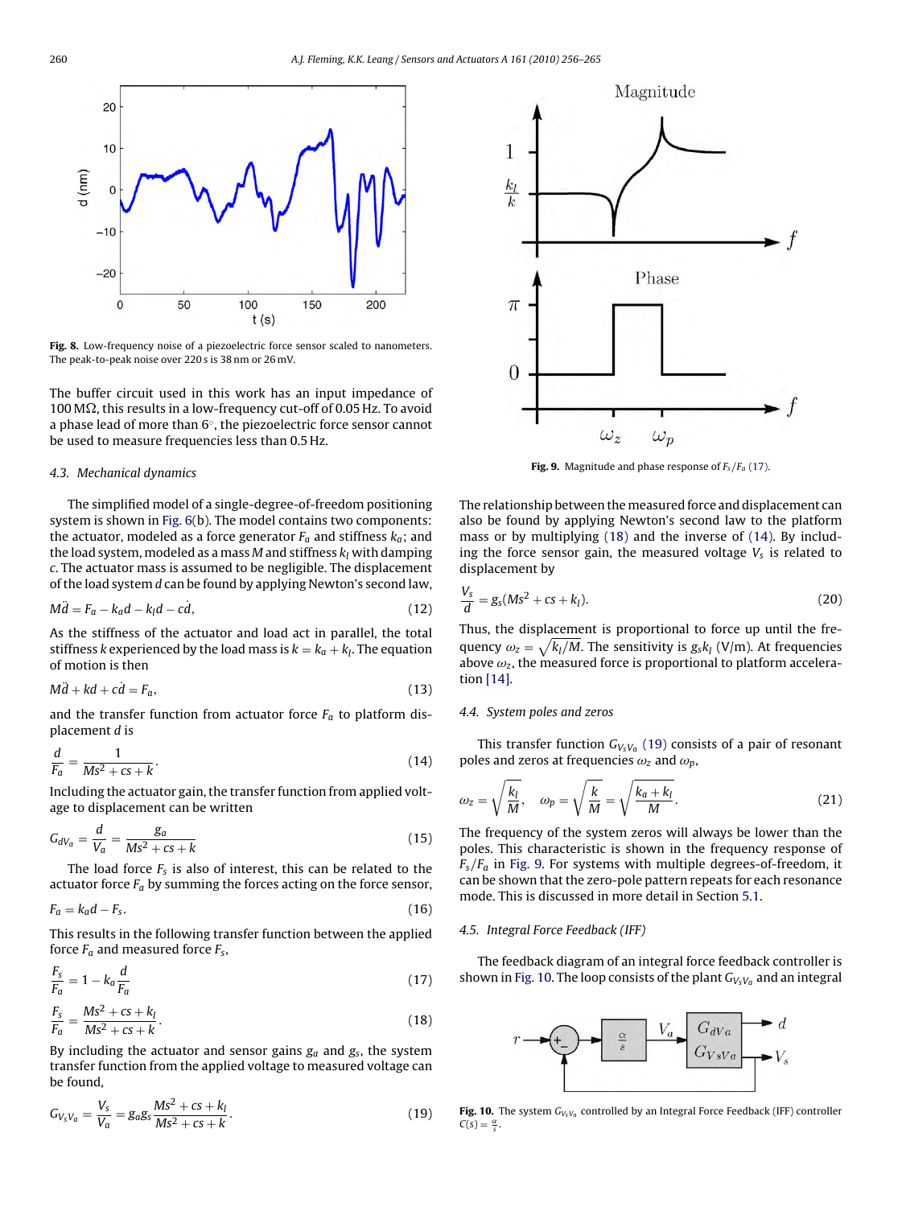Fig. 8. Low-frequency noise of a piezoelectric force sensor scaled to nanometers. The peak-to-peak noise over 220 s is 38 nm or 26 mV.

The buffer circuit used in this work has an input impedance of 100 MΩ, this results in a low-frequency cut-off of 0.05 Hz. To avoid a phase lead of more than 6°, the piezoelectric force sensor cannot be used to measure frequencies less than 0.5 Hz.

### 4.3. Mechanical dynamics

The simplified model of a single-degree-of-freedom positioning system is shown in Fig. 6(b). The model contains two components: the actuator, modeled as a force generator $F_a$ and stiffness $k_a$; and the load system, modeled as a mass $M$ and stiffness $k_l$ with damping $c$. The actuator mass is assumed to be negligible. The displacement of the load system $d$ can be found by applying Newton's second law,

$$M\ddot{d} = F_a - k_a d - k_l d - c\dot{d}, \tag{12}$$

As the stiffness of the actuator and load act in parallel, the total stiffness $k$ experienced by the load mass is $k = k_a + k_l$. The equation of motion is then

$$M\ddot{d} + kd + c\dot{d} = F_a, \tag{13}$$

and the transfer function from actuator force $F_a$ to platform displacement $d$ is

$$\frac{d}{F_a} = \frac{1}{Ms^2 + cs + k}. \tag{14}$$

Including the actuator gain, the transfer function from applied voltage to displacement can be written

$$G_{dV_a} = \frac{d}{V_a} = \frac{g_a}{Ms^2 + cs + k} \tag{15}$$

The load force $F_s$ is also of interest, this can be related to the actuator force $F_a$ by summing the forces acting on the force sensor,

$$F_a = k_a d - F_s. \tag{16}$$

This results in the following transfer function between the applied force $F_a$ and measured force $F_s$,

$$\frac{F_s}{F_a} = 1 - k_a \frac{d}{F_a} \tag{17}$$

$$\frac{F_s}{F_a} = \frac{Ms^2 + cs + k_l}{Ms^2 + cs + k}. \tag{18}$$

By including the actuator and sensor gains $g_a$ and $g_s$, the system transfer function from the applied voltage to measured voltage can be found,

$$G_{V_sV_a} = \frac{V_s}{V_a} = g_a g_s \frac{Ms^2 + cs + k_l}{Ms^2 + cs + k}. \tag{19}$$

Fig. 9. Magnitude and phase response of $F_s/F_a$ (17).

The relationship between the measured force and displacement can also be found by applying Newton's second law to the platform mass or by multiplying (18) and the inverse of (14). By including the force sensor gain, the measured voltage $V_s$ is related to displacement by

$$\frac{V_s}{d} = g_s(Ms^2 + cs + k_l). \tag{20}$$

Thus, the displacement is proportional to force up until the frequency $\omega_z = \sqrt{k_l/M}$. The sensitivity is $g_s k_l$ (V/m). At frequencies above $\omega_z$, the measured force is proportional to platform acceleration [14].

### 4.4. System poles and zeros

This transfer function $G_{V_sV_a}$ (19) consists of a pair of resonant poles and zeros at frequencies $\omega_z$ and $\omega_p$,

$$\omega_z = \sqrt{\frac{k_l}{M}}, \quad \omega_p = \sqrt{\frac{k}{M}} = \sqrt{\frac{k_a + k_l}{M}}. \tag{21}$$

The frequency of the system zeros will always be lower than the poles. This characteristic is shown in the frequency response of $F_s/F_a$ in Fig. 9. For systems with multiple degrees-of-freedom, it can be shown that the zero-pole pattern repeats for each resonance mode. This is discussed in more detail in Section 5.1.

### 4.5. Integral Force Feedback (IFF)

The feedback diagram of an integral force feedback controller is shown in Fig. 10. The loop consists of the plant $G_{V_sV_a}$ and an integral

Fig. 10. The system $G_{V_sV_a}$ controlled by an Integral Force Feedback (IFF) controller $C(s) = \frac{\alpha}{s}$.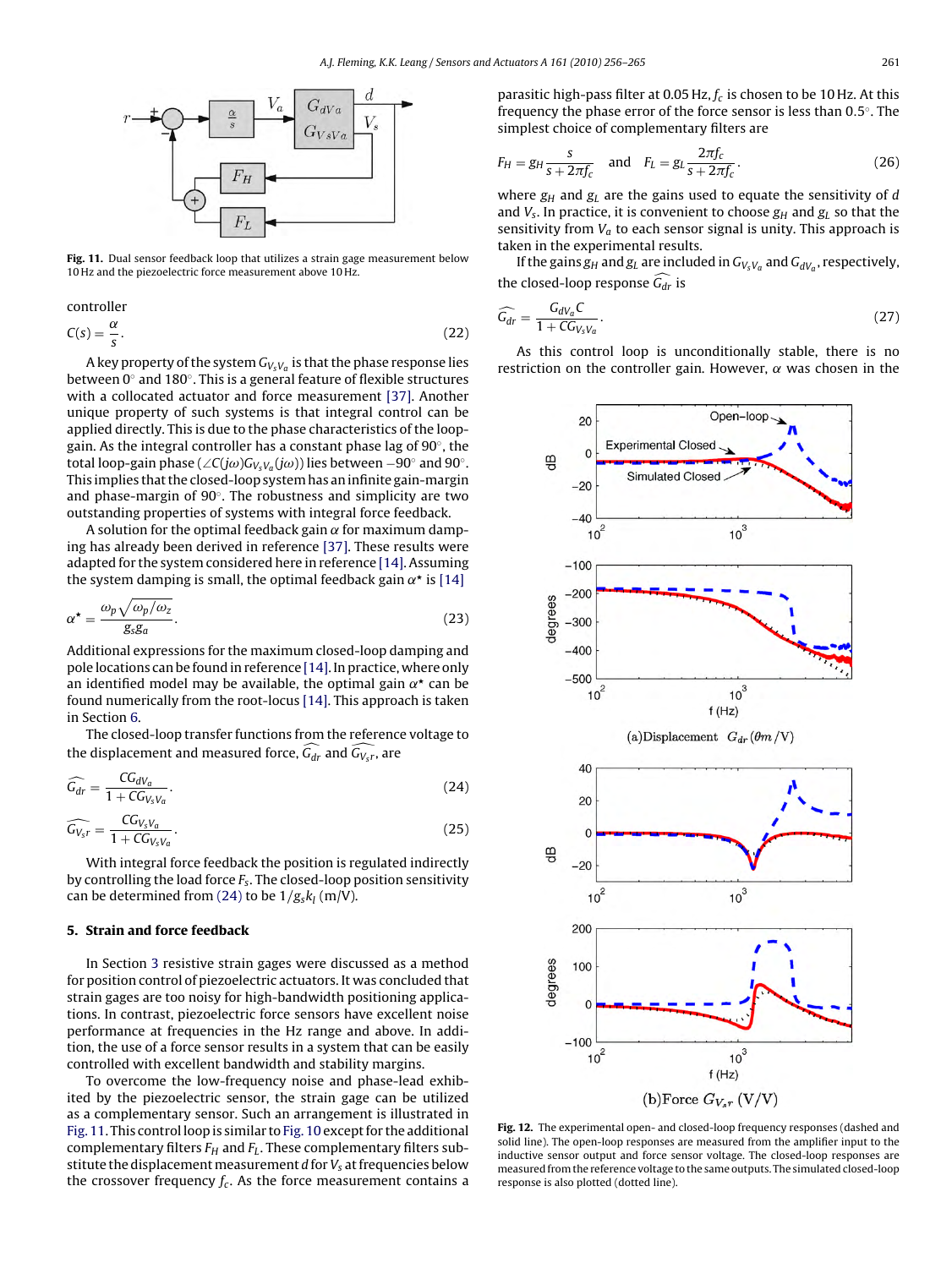Fig. 11. Dual sensor feedback loop that utilizes a strain gage measurement below 10 Hz and the piezoelectric force measurement above 10 Hz.

controller

$$C(s) = \frac{\alpha}{s}. \tag{22}$$

A key property of the system $G_{V_sV_a}$ is that the phase response lies between 0° and 180°. This is a general feature of flexible structures with a collocated actuator and force measurement [37]. Another unique property of such systems is that integral control can be applied directly. This is due to the phase characteristics of the loop-gain. As the integral controller has a constant phase lag of 90°, the total loop-gain phase ($\angle C(j\omega)G_{V_sV_a}(j\omega)$) lies between −90° and 90°. This implies that the closed-loop system has an infinite gain-margin and phase-margin of 90°. The robustness and simplicity are two outstanding properties of systems with integral force feedback.

A solution for the optimal feedback gain $\alpha$ for maximum damping has already been derived in reference [37]. These results were adapted for the system considered here in reference [14]. Assuming the system damping is small, the optimal feedback gain $\alpha^\star$ is [14]

$$\alpha^\star = \frac{\omega_p \sqrt{\omega_p/\omega_z}}{g_s g_a}. \tag{23}$$

Additional expressions for the maximum closed-loop damping and pole locations can be found in reference [14]. In practice, where only an identified model may be available, the optimal gain $\alpha^\star$ can be found numerically from the root-locus [14]. This approach is taken in Section 6.

The closed-loop transfer functions from the reference voltage to the displacement and measured force, $\widehat{G_{dr}}$ and $\widehat{G_{V_sr}}$, are

$$\widehat{G_{dr}} = \frac{CG_{dV_a}}{1 + CG_{V_sV_a}}. \tag{24}$$

$$\widehat{G_{V_sr}} = \frac{CG_{V_sV_a}}{1 + CG_{V_sV_a}}. \tag{25}$$

With integral force feedback the position is regulated indirectly by controlling the load force $F_s$. The closed-loop position sensitivity can be determined from (24) to be $1/g_s k_l$ (m/V).

## 5. Strain and force feedback

In Section 3 resistive strain gages were discussed as a method for position control of piezoelectric actuators. It was concluded that strain gages are too noisy for high-bandwidth positioning applications. In contrast, piezoelectric force sensors have excellent noise performance at frequencies in the Hz range and above. In addition, the use of a force sensor results in a system that can be easily controlled with excellent bandwidth and stability margins.

To overcome the low-frequency noise and phase-lead exhibited by the piezoelectric sensor, the strain gage can be utilized as a complementary sensor. Such an arrangement is illustrated in Fig. 11. This control loop is similar to Fig. 10 except for the additional complementary filters $F_H$ and $F_L$. These complementary filters substitute the displacement measurement $d$ for $V_s$ at frequencies below the crossover frequency $f_c$. As the force measurement contains a parasitic high-pass filter at 0.05 Hz, $f_c$ is chosen to be 10 Hz. At this frequency the phase error of the force sensor is less than 0.5°. The simplest choice of complementary filters are

$$F_H = g_H \frac{s}{s + 2\pi f_c} \quad \text{and} \quad F_L = g_L \frac{2\pi f_c}{s + 2\pi f_c}. \tag{26}$$

where $g_H$ and $g_L$ are the gains used to equate the sensitivity of $d$ and $V_s$. In practice, it is convenient to choose $g_H$ and $g_L$ so that the sensitivity from $V_a$ to each sensor signal is unity. This approach is taken in the experimental results.

If the gains $g_H$ and $g_L$ are included in $G_{V_sV_a}$ and $G_{dV_a}$, respectively, the closed-loop response $\widehat{G_{dr}}$ is

$$\widehat{G_{dr}} = \frac{G_{dV_a}C}{1 + CG_{V_sV_a}}. \tag{27}$$

As this control loop is unconditionally stable, there is no restriction on the controller gain. However, $\alpha$ was chosen in the

Fig. 12. The experimental open- and closed-loop frequency responses (dashed and solid line). The open-loop responses are measured from the amplifier input to the inductive sensor output and force sensor voltage. The closed-loop responses are measured from the reference voltage to the same outputs. The simulated closed-loop response is also plotted (dotted line).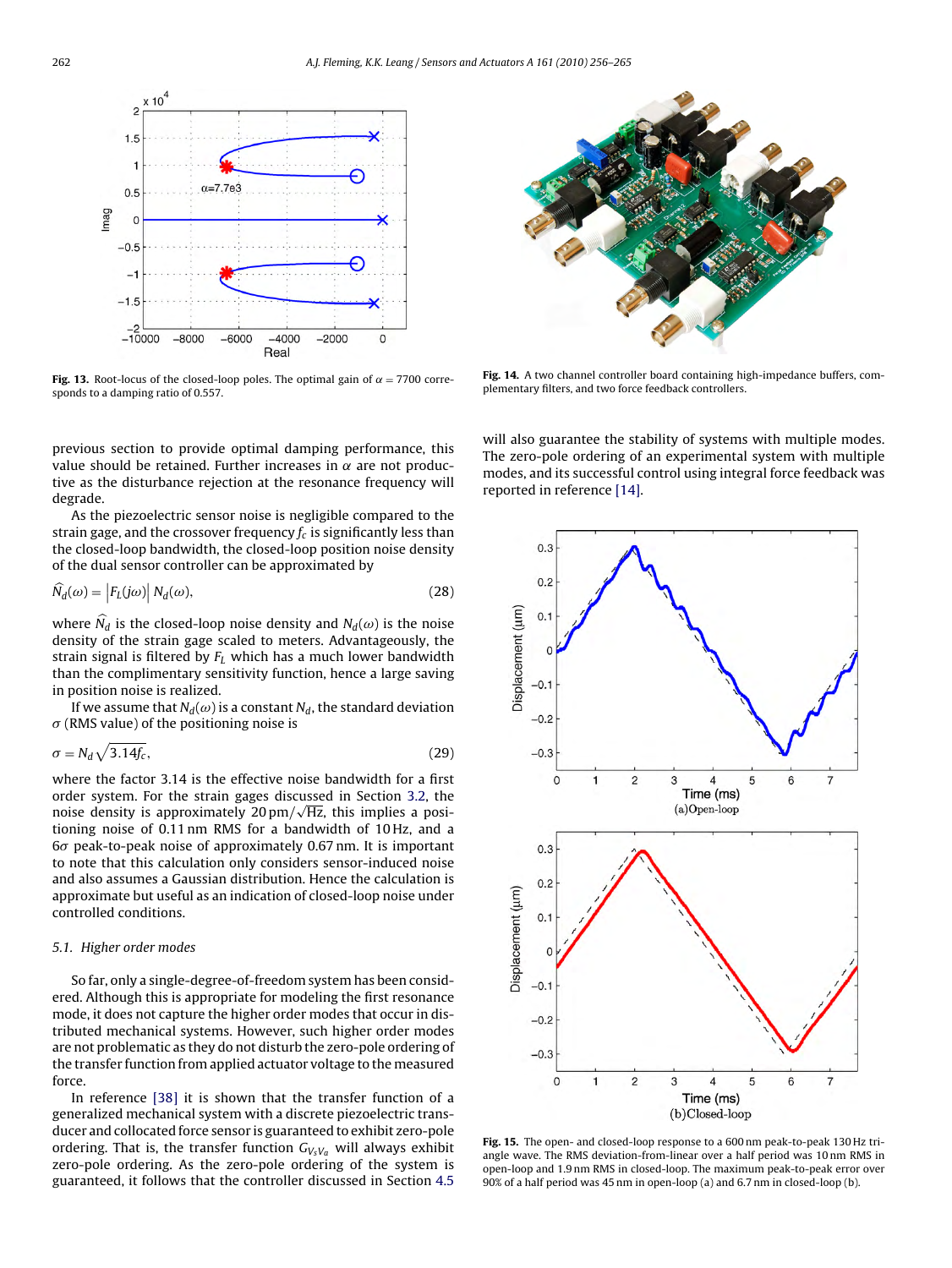Fig. 13. Root-locus of the closed-loop poles. The optimal gain of $\alpha = 7700$ corresponds to a damping ratio of 0.557.

Fig. 14. A two channel controller board containing high-impedance buffers, complementary filters, and two force feedback controllers.

previous section to provide optimal damping performance, this value should be retained. Further increases in $\alpha$ are not productive as the disturbance rejection at the resonance frequency will degrade.

As the piezoelectric sensor noise is negligible compared to the strain gage, and the crossover frequency $f_c$ is significantly less than the closed-loop bandwidth, the closed-loop position noise density of the dual sensor controller can be approximated by

$$\widehat{N}_d(\omega) = \left|F_L(j\omega)\right| N_d(\omega), \tag{28}$$

where $\widehat{N}_d$ is the closed-loop noise density and $N_d(\omega)$ is the noise density of the strain gage scaled to meters. Advantageously, the strain signal is filtered by $F_L$ which has a much lower bandwidth than the complimentary sensitivity function, hence a large saving in position noise is realized.

If we assume that $N_d(\omega)$ is a constant $N_d$, the standard deviation $\sigma$ (RMS value) of the positioning noise is

$$\sigma = N_d\sqrt{3.14 f_c}, \tag{29}$$

where the factor 3.14 is the effective noise bandwidth for a first order system. For the strain gages discussed in Section 3.2, the noise density is approximately $20\,\text{pm}/\sqrt{\text{Hz}}$, this implies a positioning noise of 0.11 nm RMS for a bandwidth of 10 Hz, and a $6\sigma$ peak-to-peak noise of approximately 0.67 nm. It is important to note that this calculation only considers sensor-induced noise and also assumes a Gaussian distribution. Hence the calculation is approximate but useful as an indication of closed-loop noise under controlled conditions.

### 5.1. Higher order modes

So far, only a single-degree-of-freedom system has been considered. Although this is appropriate for modeling the first resonance mode, it does not capture the higher order modes that occur in distributed mechanical systems. However, such higher order modes are not problematic as they do not disturb the zero-pole ordering of the transfer function from applied actuator voltage to the measured force.

In reference [38] it is shown that the transfer function of a generalized mechanical system with a discrete piezoelectric transducer and collocated force sensor is guaranteed to exhibit zero-pole ordering. That is, the transfer function $G_{V_s V_a}$ will always exhibit zero-pole ordering. As the zero-pole ordering of the system is guaranteed, it follows that the controller discussed in Section 4.5 will also guarantee the stability of systems with multiple modes. The zero-pole ordering of an experimental system with multiple modes, and its successful control using integral force feedback was reported in reference [14].

Fig. 15. The open- and closed-loop response to a 600 nm peak-to-peak 130 Hz triangle wave. The RMS deviation-from-linear over a half period was 10 nm RMS in open-loop and 1.9 nm RMS in closed-loop. The maximum peak-to-peak error over 90% of a half period was 45 nm in open-loop (a) and 6.7 nm in closed-loop (b).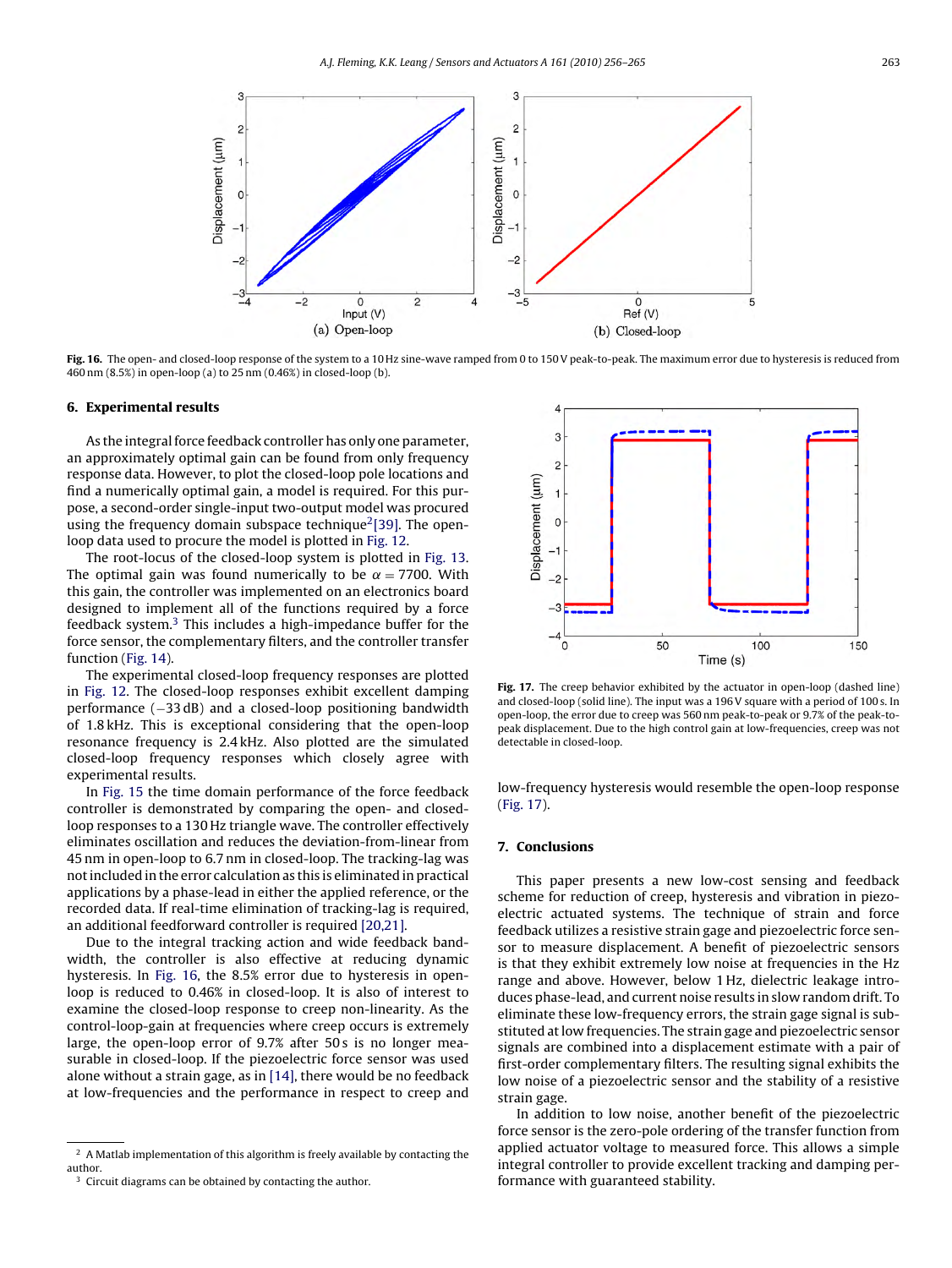Fig. 16. The open- and closed-loop response of the system to a 10 Hz sine-wave ramped from 0 to 150 V peak-to-peak. The maximum error due to hysteresis is reduced from 460 nm (8.5%) in open-loop (a) to 25 nm (0.46%) in closed-loop (b).

## 6. Experimental results

As the integral force feedback controller has only one parameter, an approximately optimal gain can be found from only frequency response data. However, to plot the closed-loop pole locations and find a numerically optimal gain, a model is required. For this purpose, a second-order single-input two-output model was procured using the frequency domain subspace technique[2] [39]. The open-loop data used to procure the model is plotted in Fig. 12.

The root-locus of the closed-loop system is plotted in Fig. 13. The optimal gain was found numerically to be $\alpha = 7700$. With this gain, the controller was implemented on an electronics board designed to implement all of the functions required by a force feedback system.[3] This includes a high-impedance buffer for the force sensor, the complementary filters, and the controller transfer function (Fig. 14).

The experimental closed-loop frequency responses are plotted in Fig. 12. The closed-loop responses exhibit excellent damping performance (−33 dB) and a closed-loop positioning bandwidth of 1.8 kHz. This is exceptional considering that the open-loop resonance frequency is 2.4 kHz. Also plotted are the simulated closed-loop frequency responses which closely agree with experimental results.

In Fig. 15 the time domain performance of the force feedback controller is demonstrated by comparing the open- and closed-loop responses to a 130 Hz triangle wave. The controller effectively eliminates oscillation and reduces the deviation-from-linear from 45 nm in open-loop to 6.7 nm in closed-loop. The tracking-lag was not included in the error calculation as this is eliminated in practical applications by a phase-lead in either the applied reference, or the recorded data. If real-time elimination of tracking-lag is required, an additional feedforward controller is required [20,21].

Due to the integral tracking action and wide feedback bandwidth, the controller is also effective at reducing dynamic hysteresis. In Fig. 16, the 8.5% error due to hysteresis in open-loop is reduced to 0.46% in closed-loop. It is also of interest to examine the closed-loop response to creep non-linearity. As the control-loop-gain at frequencies where creep occurs is extremely large, the open-loop error of 9.7% after 50 s is no longer measurable in closed-loop. If the piezoelectric force sensor was used alone without a strain gage, as in [14], there would be no feedback at low-frequencies and the performance in respect to creep and low-frequency hysteresis would resemble the open-loop response (Fig. 17).

Fig. 17. The creep behavior exhibited by the actuator in open-loop (dashed line) and closed-loop (solid line). The input was a 196 V square with a period of 100 s. In open-loop, the error due to creep was 560 nm peak-to-peak or 9.7% of the peak-to-peak displacement. Due to the high control gain at low-frequencies, creep was not detectable in closed-loop.

## 7. Conclusions

This paper presents a new low-cost sensing and feedback scheme for reduction of creep, hysteresis and vibration in piezoelectric actuated systems. The technique of strain and force feedback utilizes a resistive strain gage and piezoelectric force sensor to measure displacement. A benefit of piezoelectric sensors is that they exhibit extremely low noise at frequencies in the Hz range and above. However, below 1 Hz, dielectric leakage introduces phase-lead, and current noise results in slow random drift. To eliminate these low-frequency errors, the strain gage signal is substituted at low frequencies. The strain gage and piezoelectric sensor signals are combined into a displacement estimate with a pair of first-order complementary filters. The resulting signal exhibits the low noise of a piezoelectric sensor and the stability of a resistive strain gage.

In addition to low noise, another benefit of the piezoelectric force sensor is the zero-pole ordering of the transfer function from applied actuator voltage to measured force. This allows a simple integral controller to provide excellent tracking and damping performance with guaranteed stability.

[2] A Matlab implementation of this algorithm is freely available by contacting the author.

[3] Circuit diagrams can be obtained by contacting the author.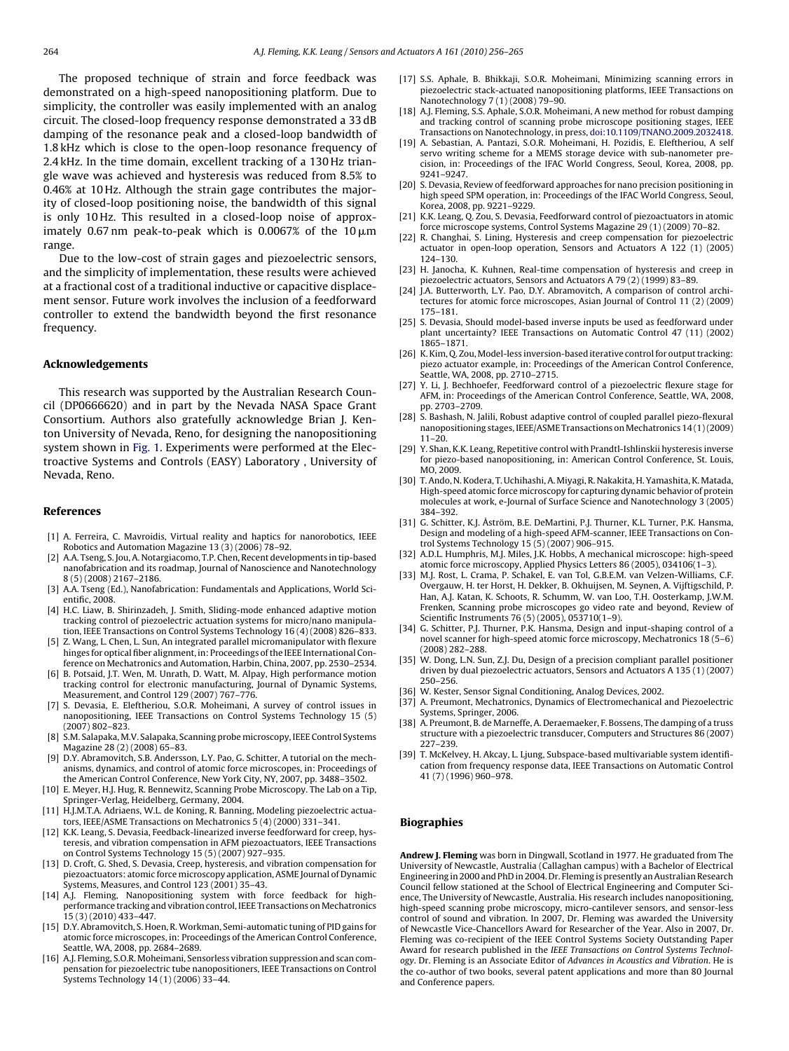The proposed technique of strain and force feedback was demonstrated on a high-speed nanopositioning platform. Due to simplicity, the controller was easily implemented with an analog circuit. The closed-loop frequency response demonstrated a 33 dB damping of the resonance peak and a closed-loop bandwidth of 1.8 kHz which is close to the open-loop resonance frequency of 2.4 kHz. In the time domain, excellent tracking of a 130 Hz triangle wave was achieved and hysteresis was reduced from 8.5% to 0.46% at 10 Hz. Although the strain gage contributes the majority of closed-loop positioning noise, the bandwidth of this signal is only 10 Hz. This resulted in a closed-loop noise of approximately 0.67 nm peak-to-peak which is 0.0067% of the 10 μm range.

Due to the low-cost of strain gages and piezoelectric sensors, and the simplicity of implementation, these results were achieved at a fractional cost of a traditional inductive or capacitive displacement sensor. Future work involves the inclusion of a feedforward controller to extend the bandwidth beyond the first resonance frequency.

## Acknowledgements

This research was supported by the Australian Research Council (DP0666620) and in part by the Nevada NASA Space Grant Consortium. Authors also gratefully acknowledge Brian J. Kenton University of Nevada, Reno, for designing the nanopositioning system shown in Fig. 1. Experiments were performed at the Electroactive Systems and Controls (EASY) Laboratory , University of Nevada, Reno.

## References

- [1] A. Ferreira, C. Mavroidis, Virtual reality and haptics for nanorobotics, IEEE Robotics and Automation Magazine 13 (3) (2006) 78–92.
- [2] A.A. Tseng, S. Jou, A. Notargiacomo, T.P. Chen, Recent developments in tip-based nanofabrication and its roadmap, Journal of Nanoscience and Nanotechnology 8 (5) (2008) 2167–2186.
- [3] A.A. Tseng (Ed.), Nanofabrication: Fundamentals and Applications, World Scientific, 2008.
- [4] H.C. Liaw, B. Shirinzadeh, J. Smith, Sliding-mode enhanced adaptive motion tracking control of piezoelectric actuation systems for micro/nano manipulation, IEEE Transactions on Control Systems Technology 16 (4) (2008) 826–833.
- [5] Z. Wang, L. Chen, L. Sun, An integrated parallel micromanipulator with flexure hinges for optical fiber alignment, in: Proceedings of the IEEE International Conference on Mechatronics and Automation, Harbin, China, 2007, pp. 2530–2534.
- [6] B. Potsaid, J.T. Wen, M. Unrath, D. Watt, M. Alpay, High performance motion tracking control for electronic manufacturing, Journal of Dynamic Systems, Measurement, and Control 129 (2007) 767–776.
- [7] S. Devasia, E. Eleftheriou, S.O.R. Moheimani, A survey of control issues in nanopositioning, IEEE Transactions on Control Systems Technology 15 (5) (2007) 802–823.
- [8] S.M. Salapaka, M.V. Salapaka, Scanning probe microscopy, IEEE Control Systems Magazine 28 (2) (2008) 65–83.
- [9] D.Y. Abramovitch, S.B. Andersson, L.Y. Pao, G. Schitter, A tutorial on the mechanisms, dynamics, and control of atomic force microscopes, in: Proceedings of the American Control Conference, New York City, NY, 2007, pp. 3488–3502.
- [10] E. Meyer, H.J. Hug, R. Bennewitz, Scanning Probe Microscopy. The Lab on a Tip, Springer-Verlag, Heidelberg, Germany, 2004.
- [11] H.J.M.T.A. Adriaens, W.L. de Koning, R. Banning, Modeling piezoelectric actuators, IEEE/ASME Transactions on Mechatronics 5 (4) (2000) 331–341.
- [12] K.K. Leang, S. Devasia, Feedback-linearized inverse feedforward for creep, hysteresis, and vibration compensation in AFM piezoactuators, IEEE Transactions on Control Systems Technology 15 (5) (2007) 927–935.
- [13] D. Croft, G. Shed, S. Devasia, Creep, hysteresis, and vibration compensation for piezoactuators: atomic force microscopy application, ASME Journal of Dynamic Systems, Measures, and Control 123 (2001) 35–43.
- [14] A.J. Fleming, Nanopositioning system with force feedback for high-performance tracking and vibration control, IEEE Transactions on Mechatronics 15 (3) (2010) 433–447.
- [15] D.Y. Abramovitch, S. Hoen, R. Workman, Semi-automatic tuning of PID gains for atomic force microscopes, in: Proceedings of the American Control Conference, Seattle, WA, 2008, pp. 2684–2689.
- [16] A.J. Fleming, S.O.R. Moheimani, Sensorless vibration suppression and scan compensation for piezoelectric tube nanopositioners, IEEE Transactions on Control Systems Technology 14 (1) (2006) 33–44.
- [17] S.S. Aphale, B. Bhikkaji, S.O.R. Moheimani, Minimizing scanning errors in piezoelectric stack-actuated nanopositioning platforms, IEEE Transactions on Nanotechnology 7 (1) (2008) 79–90.
- [18] A.J. Fleming, S.S. Aphale, S.O.R. Moheimani, A new method for robust damping and tracking control of scanning probe microscope positioning stages, IEEE Transactions on Nanotechnology, in press, doi:10.1109/TNANO.2009.2032418.
- [19] A. Sebastian, A. Pantazi, S.O.R. Moheimani, H. Pozidis, E. Eleftheriou, A self servo writing scheme for a MEMS storage device with sub-nanometer precision, in: Proceedings of the IFAC World Congress, Seoul, Korea, 2008, pp. 9241–9247.
- [20] S. Devasia, Review of feedforward approaches for nano precision positioning in high speed SPM operation, in: Proceedings of the IFAC World Congress, Seoul, Korea, 2008, pp. 9221–9229.
- [21] K.K. Leang, Q. Zou, S. Devasia, Feedforward control of piezoactuators in atomic force microscope systems, Control Systems Magazine 29 (1) (2009) 70–82.
- [22] R. Changhai, S. Lining, Hysteresis and creep compensation for piezoelectric actuator in open-loop operation, Sensors and Actuators A 122 (1) (2005) 124–130.
- [23] H. Janocha, K. Kuhnen, Real-time compensation of hysteresis and creep in piezoelectric actuators, Sensors and Actuators A 79 (2) (1999) 83–89.
- [24] J.A. Butterworth, L.Y. Pao, D.Y. Abramovitch, A comparison of control architectures for atomic force microscopes, Asian Journal of Control 11 (2) (2009) 175–181.
- [25] S. Devasia, Should model-based inverse inputs be used as feedforward under plant uncertainty? IEEE Transactions on Automatic Control 47 (11) (2002) 1865–1871.
- [26] K. Kim, Q. Zou, Model-less inversion-based iterative control for output tracking: piezo actuator example, in: Proceedings of the American Control Conference, Seattle, WA, 2008, pp. 2710–2715.
- [27] Y. Li, J. Bechhoefer, Feedforward control of a piezoelectric flexure stage for AFM, in: Proceedings of the American Control Conference, Seattle, WA, 2008, pp. 2703–2709.
- [28] S. Bashash, N. Jalili, Robust adaptive control of coupled parallel piezo-flexural nanopositioning stages, IEEE/ASME Transactions on Mechatronics 14 (1) (2009) 11–20.
- [29] Y. Shan, K.K. Leang, Repetitive control with Prandtl-Ishlinskii hysteresis inverse for piezo-based nanopositioning, in: American Control Conference, St. Louis, MO, 2009.
- [30] T. Ando, N. Kodera, T. Uchihashi, A. Miyagi, R. Nakakita, H. Yamashita, K. Matada, High-speed atomic force microscopy for capturing dynamic behavior of protein molecules at work, e-Journal of Surface Science and Nanotechnology 3 (2005) 384–392.
- [31] G. Schitter, K.J. Åström, B.E. DeMartini, P.J. Thurner, K.L. Turner, P.K. Hansma, Design and modeling of a high-speed AFM-scanner, IEEE Transactions on Control Systems Technology 15 (5) (2007) 906–915.
- [32] A.D.L. Humphris, M.J. Miles, J.K. Hobbs, A mechanical microscope: high-speed atomic force microscopy, Applied Physics Letters 86 (2005), 034106(1–3).
- [33] M.J. Rost, L. Crama, P. Schakel, E. van Tol, G.B.E.M. van Velzen-Williams, C.F. Overgauw, H. ter Horst, H. Dekker, B. Okhuijsen, M. Seynen, A. Vijftigschild, P. Han, A.J. Katan, K. Schoots, R. Schumm, W. van Loo, T.H. Oosterkamp, J.W.M. Frenken, Scanning probe microscopes go video rate and beyond, Review of Scientific Instruments 76 (5) (2005), 053710(1–9).
- [34] G. Schitter, P.J. Thurner, P.K. Hansma, Design and input-shaping control of a novel scanner for high-speed atomic force microscopy, Mechatronics 18 (5–6) (2008) 282–288.
- [35] W. Dong, L.N. Sun, Z.J. Du, Design of a precision compliant parallel positioner driven by dual piezoelectric actuators, Sensors and Actuators A 135 (1) (2007) 250–256.
- [36] W. Kester, Sensor Signal Conditioning, Analog Devices, 2002.
- [37] A. Preumont, Mechatronics, Dynamics of Electromechanical and Piezoelectric Systems, Springer, 2006.
- [38] A. Preumont, B. de Marneffe, A. Deraemaeker, F. Bossens, The damping of a truss structure with a piezoelectric transducer, Computers and Structures 86 (2007) 227–239.
- [39] T. McKelvey, H. Akcay, L. Ljung, Subspace-based multivariable system identification from frequency response data, IEEE Transactions on Automatic Control 41 (7) (1996) 960–978.

## Biographies

**Andrew J. Fleming** was born in Dingwall, Scotland in 1977. He graduated from The University of Newcastle, Australia (Callaghan campus) with a Bachelor of Electrical Engineering in 2000 and PhD in 2004. Dr. Fleming is presently an Australian Research Council fellow stationed at the School of Electrical Engineering and Computer Science, The University of Newcastle, Australia. His research includes nanopositioning, high-speed scanning probe microscopy, micro-cantilever sensors, and sensor-less control of sound and vibration. In 2007, Dr. Fleming was awarded the University of Newcastle Vice-Chancellors Award for Researcher of the Year. Also in 2007, Dr. Fleming was co-recipient of the IEEE Control Systems Society Outstanding Paper Award for research published in the *IEEE Transactions on Control Systems Technology*. Dr. Fleming is an Associate Editor of *Advances in Acoustics and Vibration*. He is the co-author of two books, several patent applications and more than 80 Journal and Conference papers.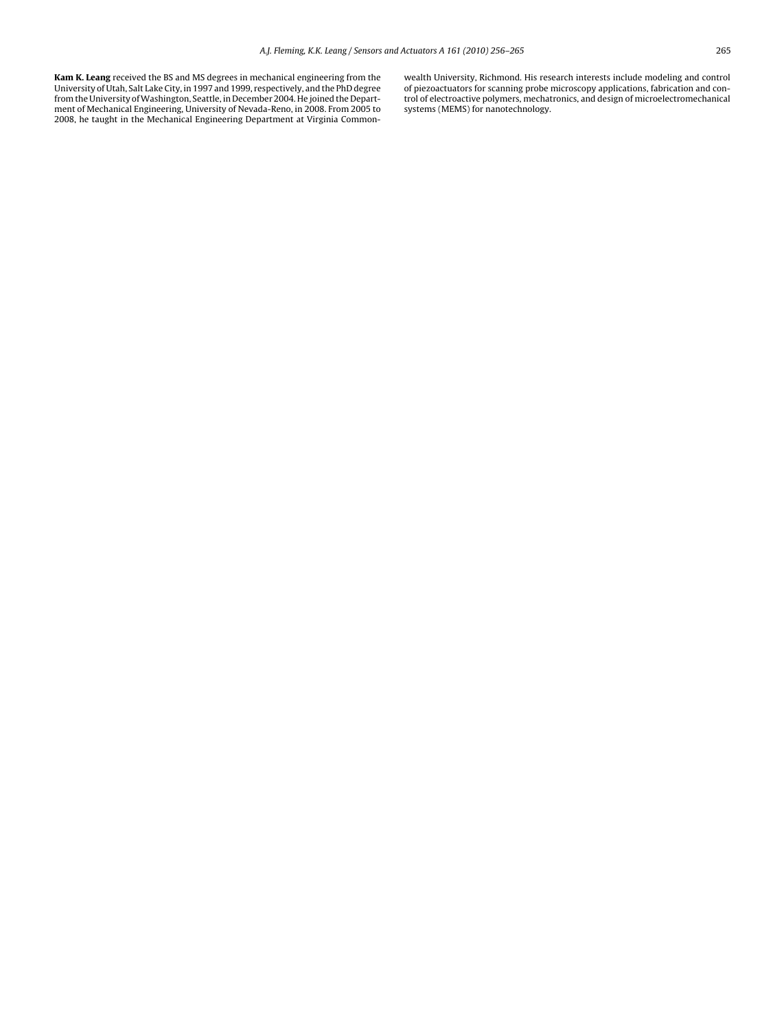**Kam K. Leang** received the BS and MS degrees in mechanical engineering from the University of Utah, Salt Lake City, in 1997 and 1999, respectively, and the PhD degree from the University of Washington, Seattle, in December 2004. He joined the Department of Mechanical Engineering, University of Nevada-Reno, in 2008. From 2005 to 2008, he taught in the Mechanical Engineering Department at Virginia Commonwealth University, Richmond. His research interests include modeling and control of piezoactuators for scanning probe microscopy applications, fabrication and control of electroactive polymers, mechatronics, and design of microelectromechanical systems (MEMS) for nanotechnology.